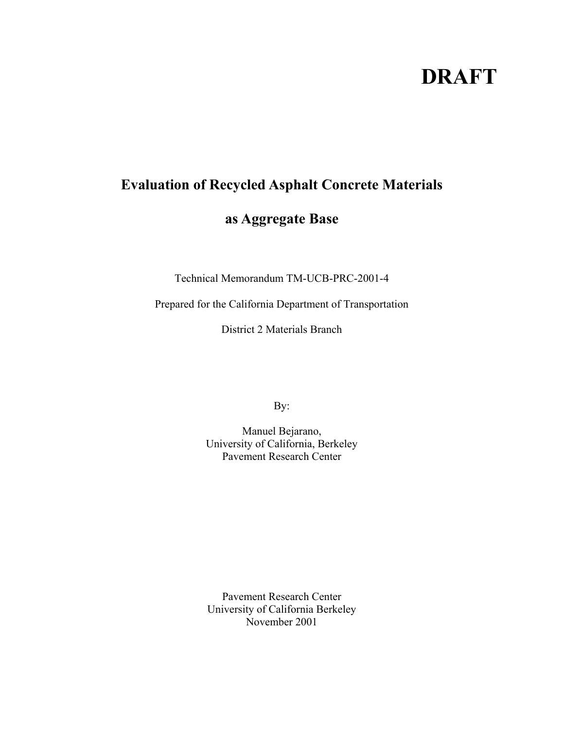# DRAFT

# Evaluation of Recycled Asphalt Concrete Materials as Aggregate Base

Technical Memorandum TM-UCB-PRC-2001-4

Prepared for the California Department of Transportation

District 2 Materials Branch

By:

Manuel Bejarano,
University of California, Berkeley
Pavement Research Center

Pavement Research Center
University of California Berkeley
November 2001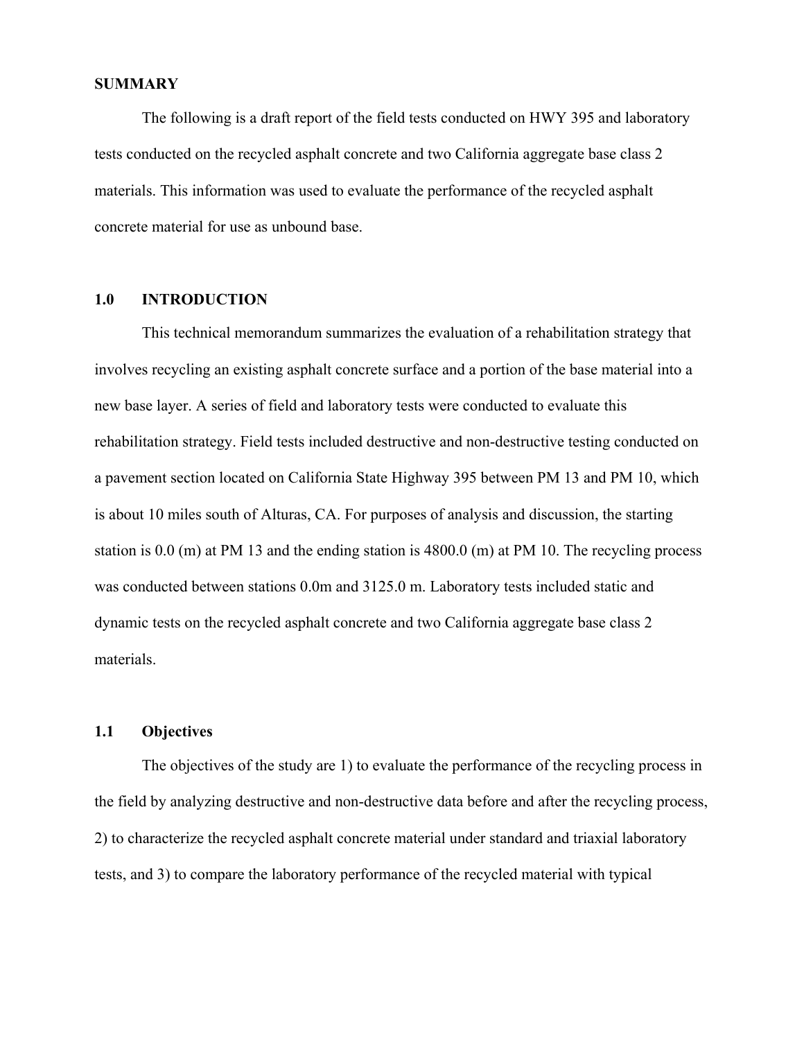## SUMMARY

The following is a draft report of the field tests conducted on HWY 395 and laboratory tests conducted on the recycled asphalt concrete and two California aggregate base class 2 materials. This information was used to evaluate the performance of the recycled asphalt concrete material for use as unbound base.

## 1.0 INTRODUCTION

This technical memorandum summarizes the evaluation of a rehabilitation strategy that involves recycling an existing asphalt concrete surface and a portion of the base material into a new base layer. A series of field and laboratory tests were conducted to evaluate this rehabilitation strategy. Field tests included destructive and non-destructive testing conducted on a pavement section located on California State Highway 395 between PM 13 and PM 10, which is about 10 miles south of Alturas, CA. For purposes of analysis and discussion, the starting station is 0.0 (m) at PM 13 and the ending station is 4800.0 (m) at PM 10. The recycling process was conducted between stations 0.0m and 3125.0 m. Laboratory tests included static and dynamic tests on the recycled asphalt concrete and two California aggregate base class 2 materials.

### 1.1 Objectives

The objectives of the study are 1) to evaluate the performance of the recycling process in the field by analyzing destructive and non-destructive data before and after the recycling process, 2) to characterize the recycled asphalt concrete material under standard and triaxial laboratory tests, and 3) to compare the laboratory performance of the recycled material with typical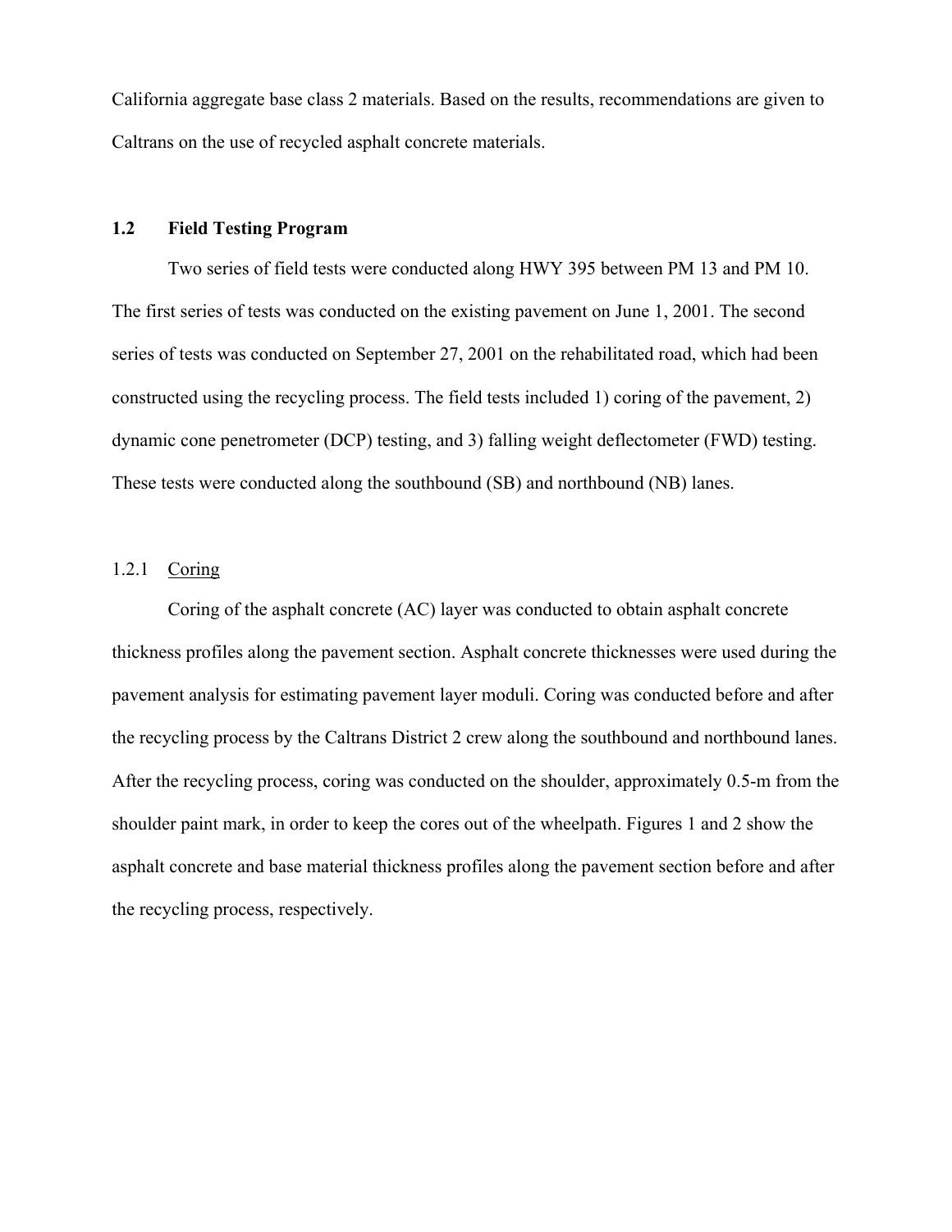California aggregate base class 2 materials. Based on the results, recommendations are given to Caltrans on the use of recycled asphalt concrete materials.

## 1.2 Field Testing Program

Two series of field tests were conducted along HWY 395 between PM 13 and PM 10. The first series of tests was conducted on the existing pavement on June 1, 2001. The second series of tests was conducted on September 27, 2001 on the rehabilitated road, which had been constructed using the recycling process. The field tests included 1) coring of the pavement, 2) dynamic cone penetrometer (DCP) testing, and 3) falling weight deflectometer (FWD) testing. These tests were conducted along the southbound (SB) and northbound (NB) lanes.

### 1.2.1 Coring

Coring of the asphalt concrete (AC) layer was conducted to obtain asphalt concrete thickness profiles along the pavement section. Asphalt concrete thicknesses were used during the pavement analysis for estimating pavement layer moduli. Coring was conducted before and after the recycling process by the Caltrans District 2 crew along the southbound and northbound lanes. After the recycling process, coring was conducted on the shoulder, approximately 0.5-m from the shoulder paint mark, in order to keep the cores out of the wheelpath. Figures 1 and 2 show the asphalt concrete and base material thickness profiles along the pavement section before and after the recycling process, respectively.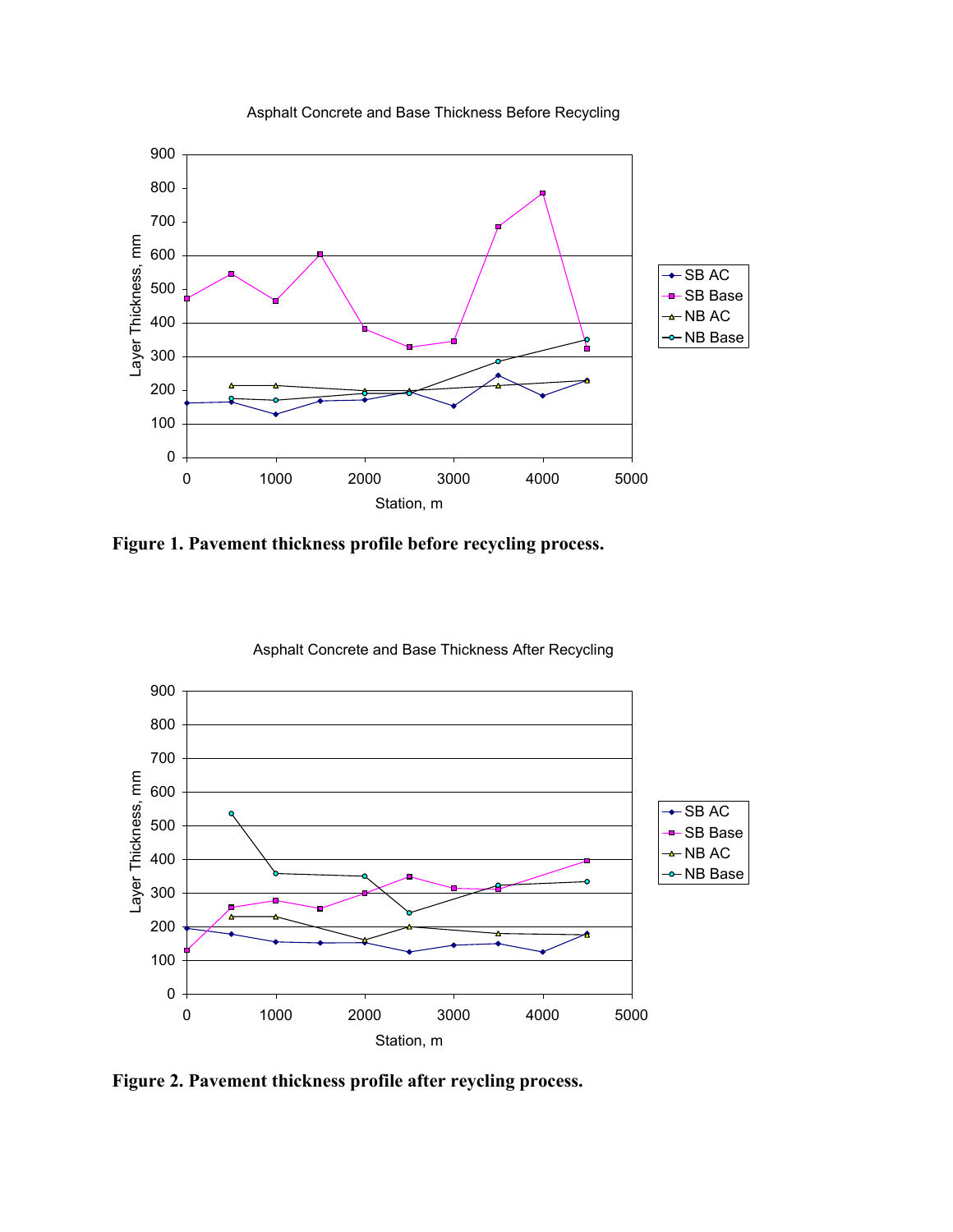**Figure 1. Pavement thickness profile before recycling process.**

**Figure 2. Pavement thickness profile after reycling process.**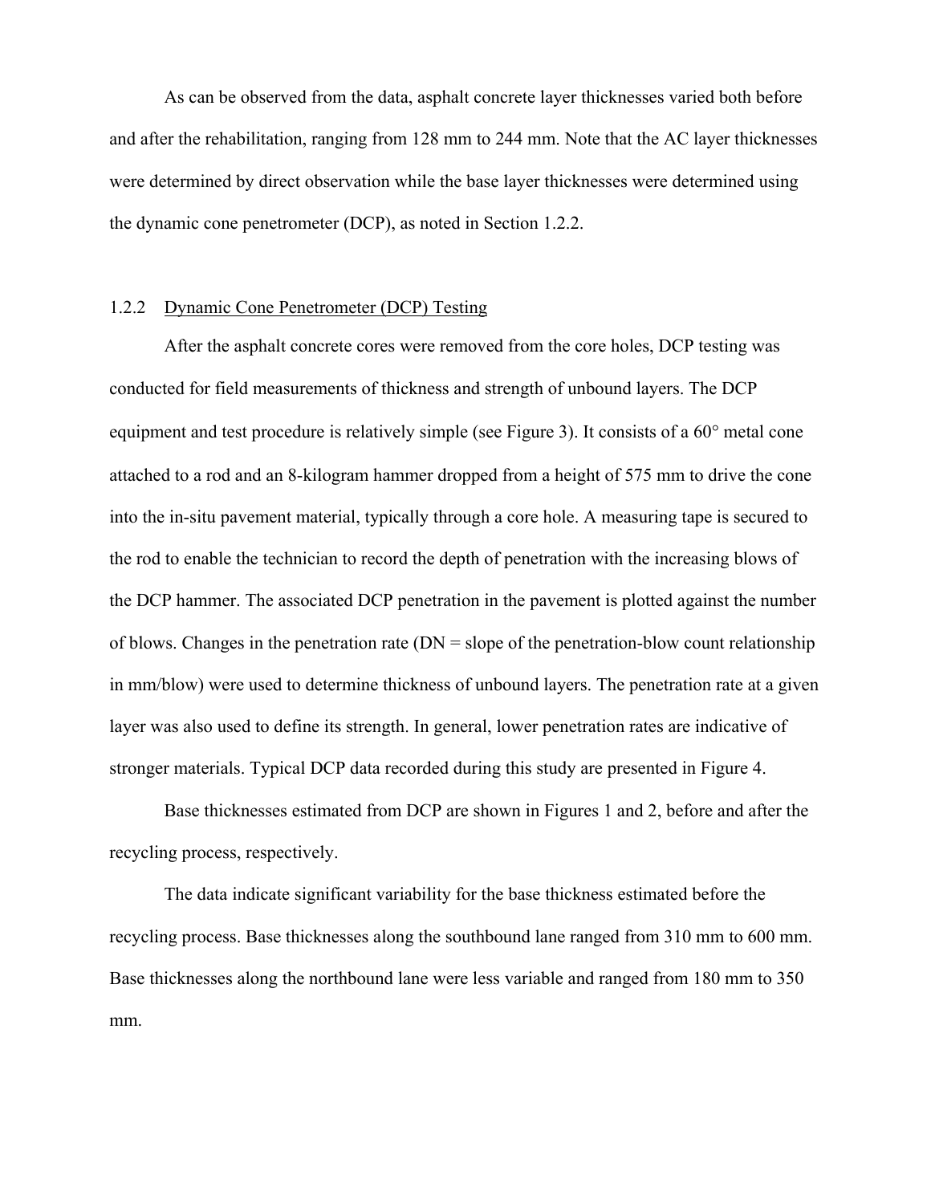As can be observed from the data, asphalt concrete layer thicknesses varied both before and after the rehabilitation, ranging from 128 mm to 244 mm. Note that the AC layer thicknesses were determined by direct observation while the base layer thicknesses were determined using the dynamic cone penetrometer (DCP), as noted in Section 1.2.2.

### 1.2.2 Dynamic Cone Penetrometer (DCP) Testing

After the asphalt concrete cores were removed from the core holes, DCP testing was conducted for field measurements of thickness and strength of unbound layers. The DCP equipment and test procedure is relatively simple (see Figure 3). It consists of a 60° metal cone attached to a rod and an 8-kilogram hammer dropped from a height of 575 mm to drive the cone into the in-situ pavement material, typically through a core hole. A measuring tape is secured to the rod to enable the technician to record the depth of penetration with the increasing blows of the DCP hammer. The associated DCP penetration in the pavement is plotted against the number of blows. Changes in the penetration rate (DN = slope of the penetration-blow count relationship in mm/blow) were used to determine thickness of unbound layers. The penetration rate at a given layer was also used to define its strength. In general, lower penetration rates are indicative of stronger materials. Typical DCP data recorded during this study are presented in Figure 4.

Base thicknesses estimated from DCP are shown in Figures 1 and 2, before and after the recycling process, respectively.

The data indicate significant variability for the base thickness estimated before the recycling process. Base thicknesses along the southbound lane ranged from 310 mm to 600 mm. Base thicknesses along the northbound lane were less variable and ranged from 180 mm to 350 mm.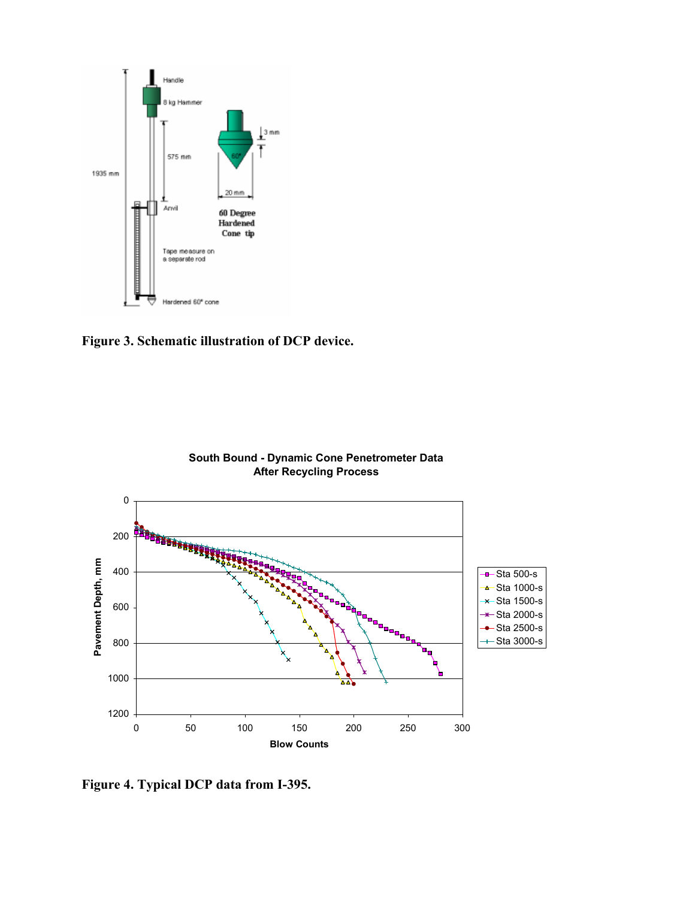**Figure 3. Schematic illustration of DCP device.**

**Figure 4. Typical DCP data from I-395.**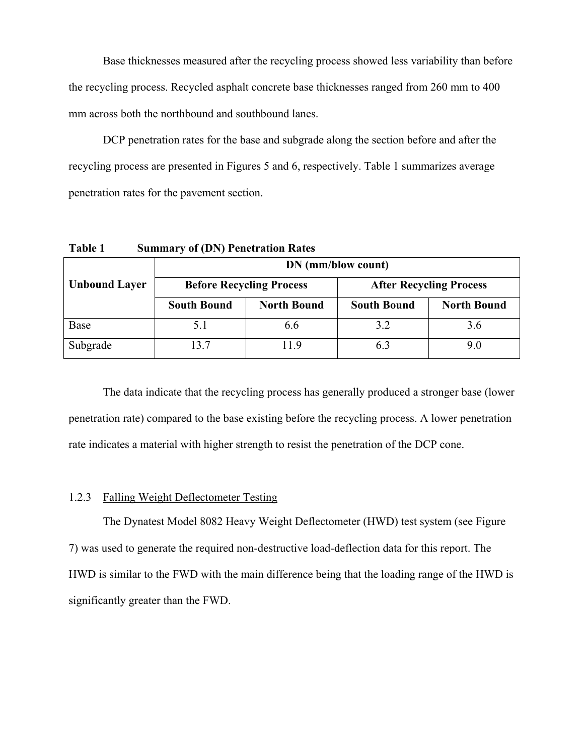Base thicknesses measured after the recycling process showed less variability than before the recycling process. Recycled asphalt concrete base thicknesses ranged from 260 mm to 400 mm across both the northbound and southbound lanes.

DCP penetration rates for the base and subgrade along the section before and after the recycling process are presented in Figures 5 and 6, respectively. Table 1 summarizes average penetration rates for the pavement section.

**Table 1 Summary of (DN) Penetration Rates**

| Unbound Layer | DN (mm/blow count) | | | |
|---|---|---|---|---|
| | Before Recycling Process | | After Recycling Process | |
| | South Bound | North Bound | South Bound | North Bound |
| Base | 5.1 | 6.6 | 3.2 | 3.6 |
| Subgrade | 13.7 | 11.9 | 6.3 | 9.0 |

The data indicate that the recycling process has generally produced a stronger base (lower penetration rate) compared to the base existing before the recycling process. A lower penetration rate indicates a material with higher strength to resist the penetration of the DCP cone.

### 1.2.3 Falling Weight Deflectometer Testing

The Dynatest Model 8082 Heavy Weight Deflectometer (HWD) test system (see Figure 7) was used to generate the required non-destructive load-deflection data for this report. The HWD is similar to the FWD with the main difference being that the loading range of the HWD is significantly greater than the FWD.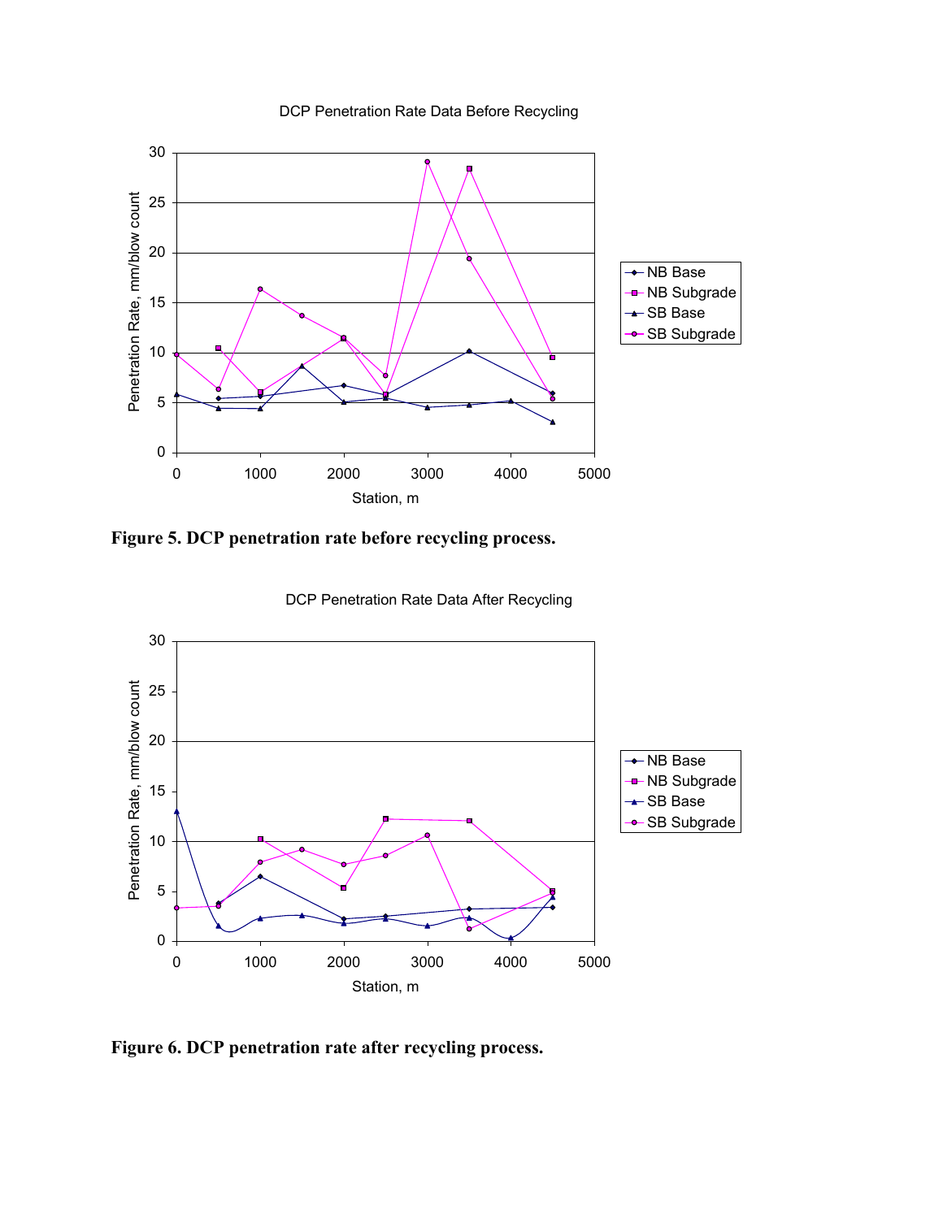DCP Penetration Rate Data Before Recycling

**Figure 5. DCP penetration rate before recycling process.**

DCP Penetration Rate Data After Recycling

**Figure 6. DCP penetration rate after recycling process.**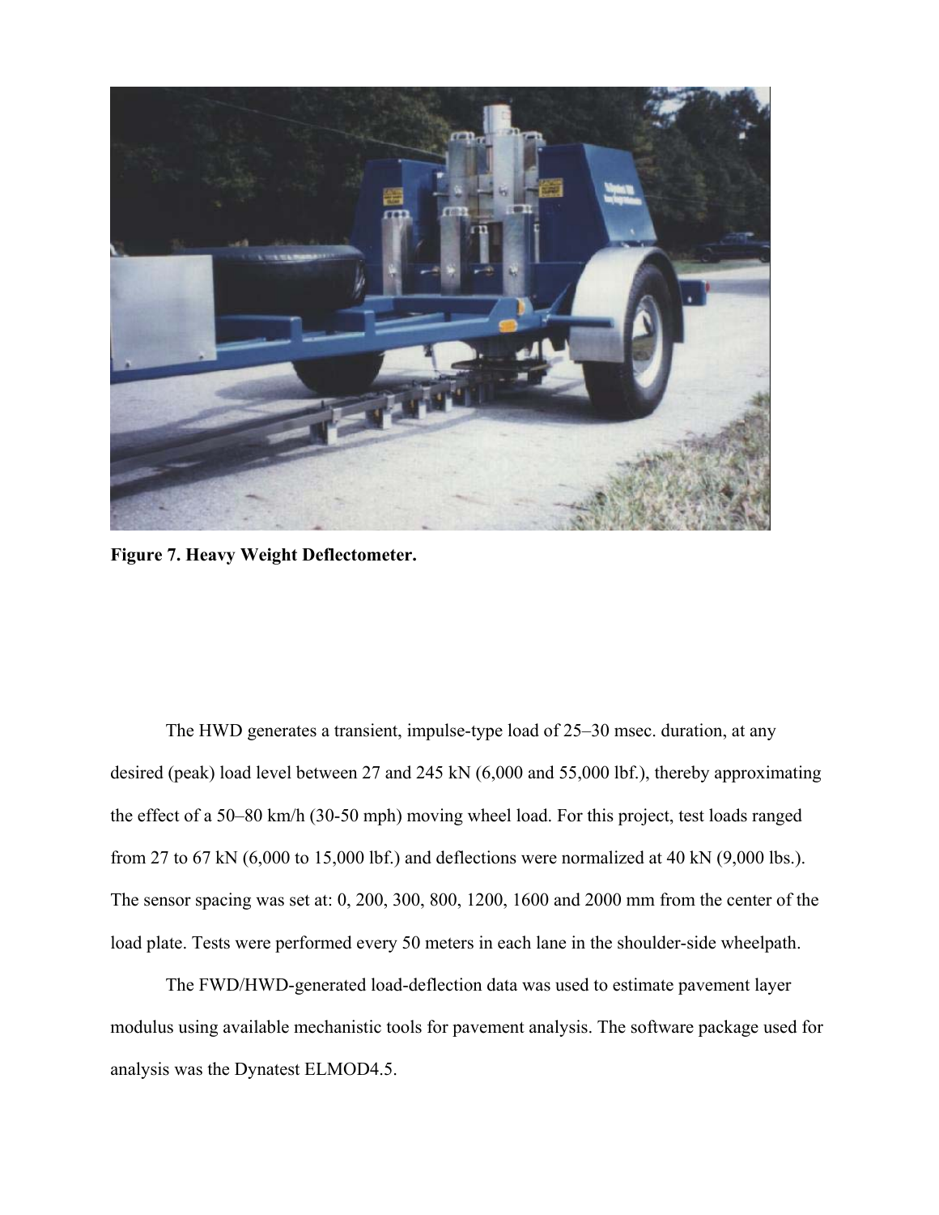**Figure 7. Heavy Weight Deflectometer.**

The HWD generates a transient, impulse-type load of 25–30 msec. duration, at any desired (peak) load level between 27 and 245 kN (6,000 and 55,000 lbf.), thereby approximating the effect of a 50–80 km/h (30-50 mph) moving wheel load. For this project, test loads ranged from 27 to 67 kN (6,000 to 15,000 lbf.) and deflections were normalized at 40 kN (9,000 lbs.). The sensor spacing was set at: 0, 200, 300, 800, 1200, 1600 and 2000 mm from the center of the load plate. Tests were performed every 50 meters in each lane in the shoulder-side wheelpath.

The FWD/HWD-generated load-deflection data was used to estimate pavement layer modulus using available mechanistic tools for pavement analysis. The software package used for analysis was the Dynatest ELMOD4.5.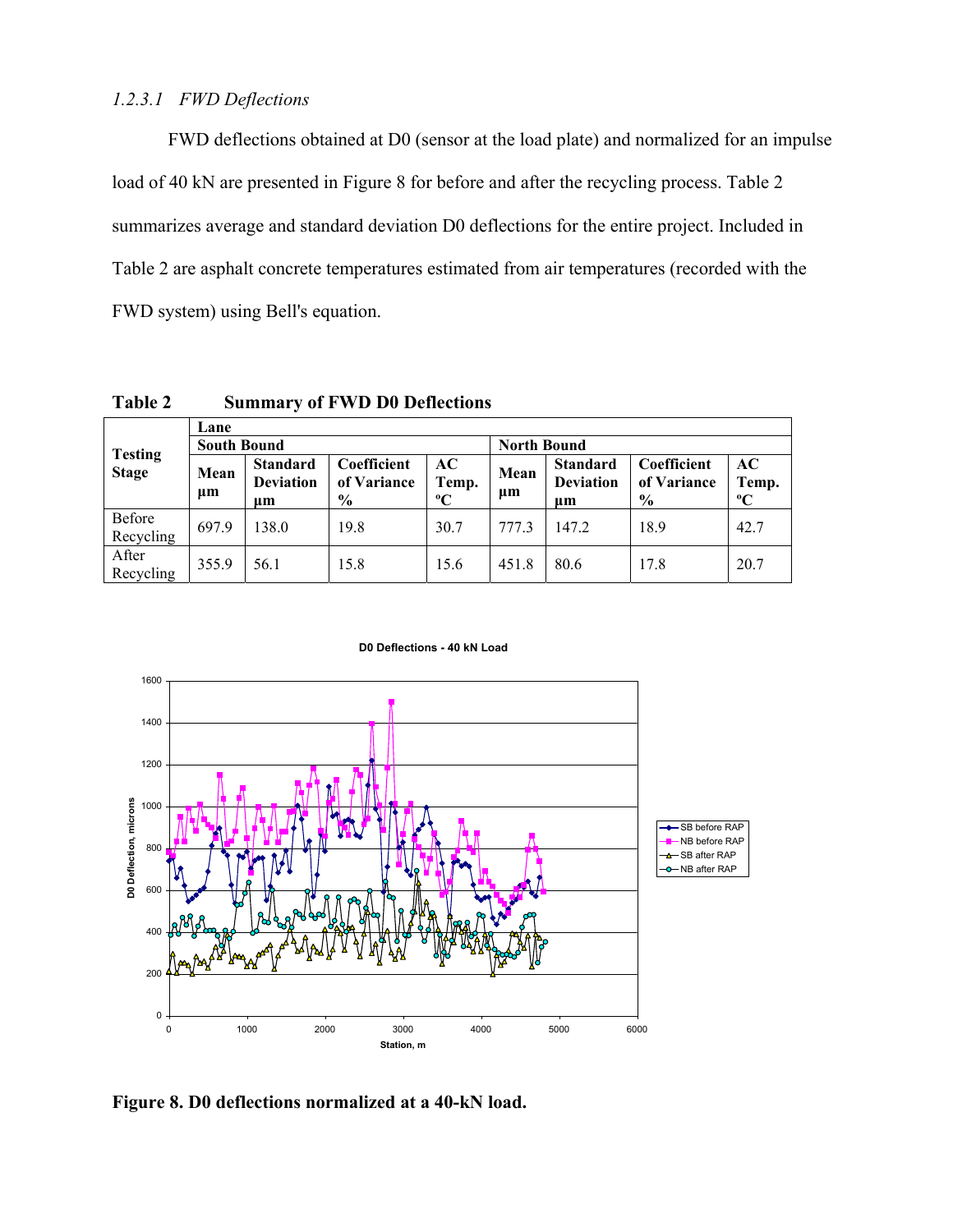### *1.2.3.1 FWD Deflections*

FWD deflections obtained at D0 (sensor at the load plate) and normalized for an impulse load of 40 kN are presented in Figure 8 for before and after the recycling process. Table 2 summarizes average and standard deviation D0 deflections for the entire project. Included in Table 2 are asphalt concrete temperatures estimated from air temperatures (recorded with the FWD system) using Bell's equation.

**Table 2 Summary of FWD D0 Deflections**

| Testing Stage | Lane | | | | | | | |
|---|---|---|---|---|---|---|---|---|
| | South Bound | | | | North Bound | | | |
| | Mean µm | Standard Deviation µm | Coefficient of Variance % | AC Temp. ºC | Mean µm | Standard Deviation µm | Coefficient of Variance % | AC Temp. ºC |
| Before Recycling | 697.9 | 138.0 | 19.8 | 30.7 | 777.3 | 147.2 | 18.9 | 42.7 |
| After Recycling | 355.9 | 56.1 | 15.8 | 15.6 | 451.8 | 80.6 | 17.8 | 20.7 |

**Figure 8. D0 deflections normalized at a 40-kN load.**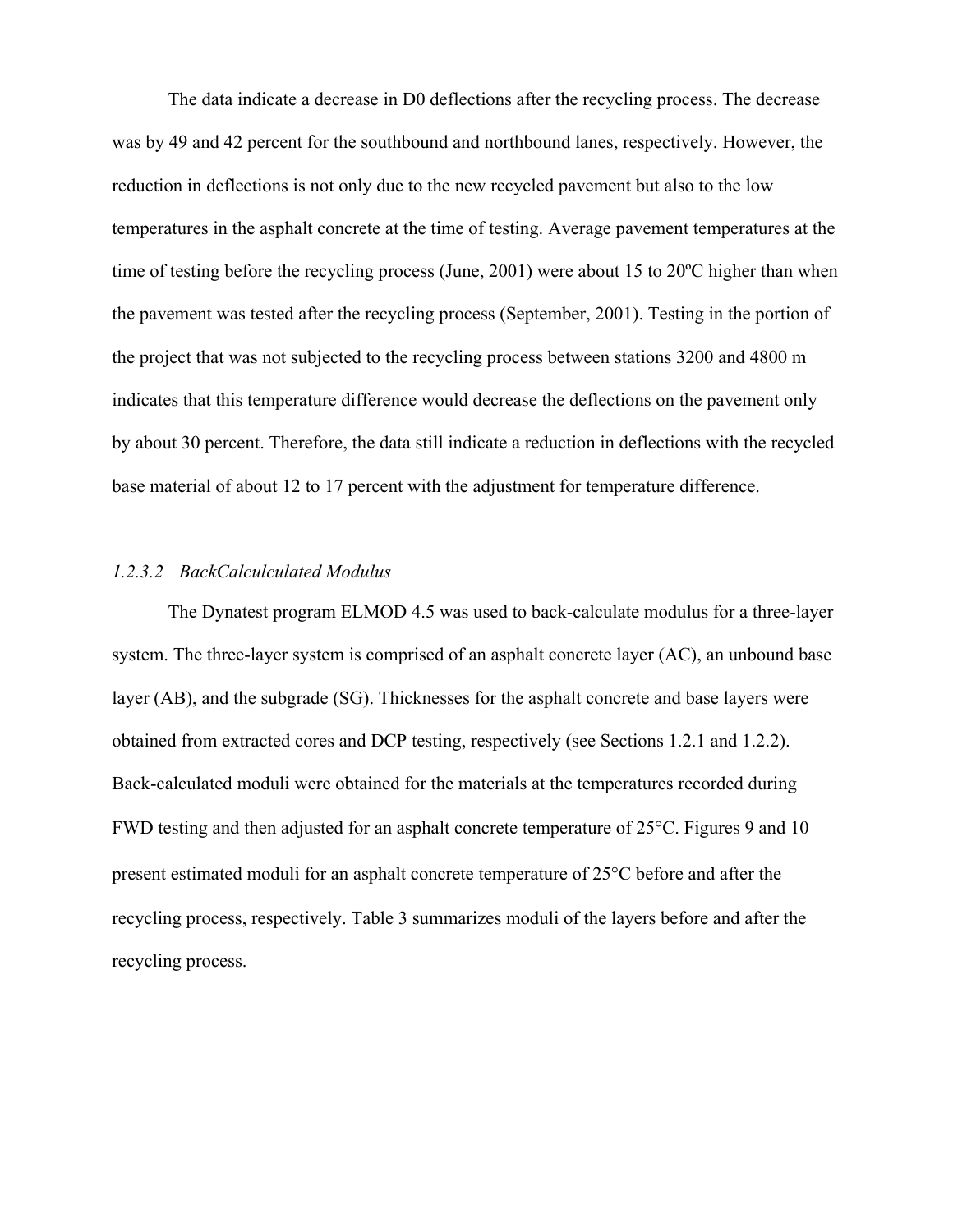The data indicate a decrease in D0 deflections after the recycling process. The decrease was by 49 and 42 percent for the southbound and northbound lanes, respectively. However, the reduction in deflections is not only due to the new recycled pavement but also to the low temperatures in the asphalt concrete at the time of testing. Average pavement temperatures at the time of testing before the recycling process (June, 2001) were about 15 to 20ºC higher than when the pavement was tested after the recycling process (September, 2001). Testing in the portion of the project that was not subjected to the recycling process between stations 3200 and 4800 m indicates that this temperature difference would decrease the deflections on the pavement only by about 30 percent. Therefore, the data still indicate a reduction in deflections with the recycled base material of about 12 to 17 percent with the adjustment for temperature difference.

#### *1.2.3.2 BackCalculculated Modulus*

The Dynatest program ELMOD 4.5 was used to back-calculate modulus for a three-layer system. The three-layer system is comprised of an asphalt concrete layer (AC), an unbound base layer (AB), and the subgrade (SG). Thicknesses for the asphalt concrete and base layers were obtained from extracted cores and DCP testing, respectively (see Sections 1.2.1 and 1.2.2). Back-calculated moduli were obtained for the materials at the temperatures recorded during FWD testing and then adjusted for an asphalt concrete temperature of 25°C. Figures 9 and 10 present estimated moduli for an asphalt concrete temperature of 25°C before and after the recycling process, respectively. Table 3 summarizes moduli of the layers before and after the recycling process.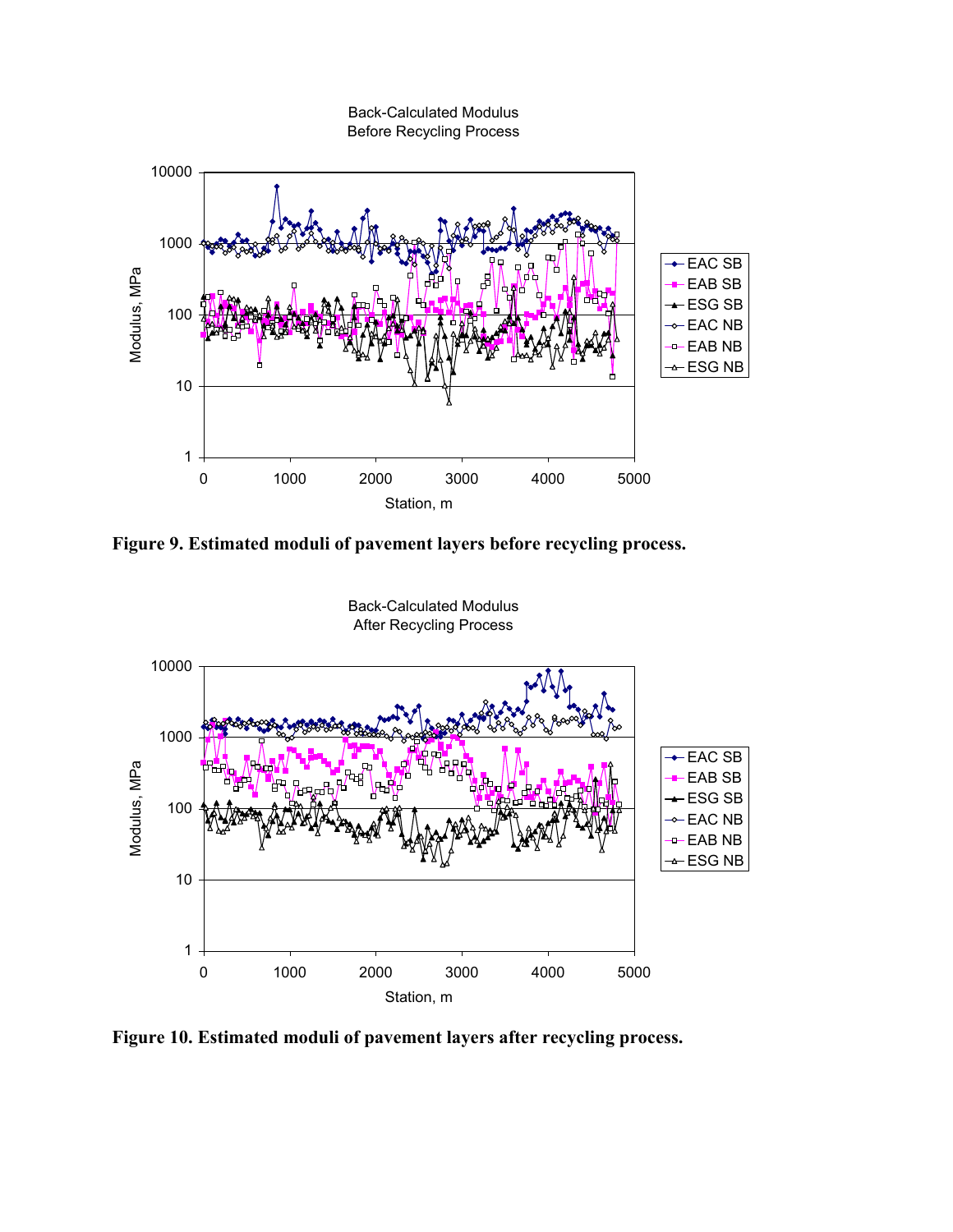**Figure 9. Estimated moduli of pavement layers before recycling process.**

**Figure 10. Estimated moduli of pavement layers after recycling process.**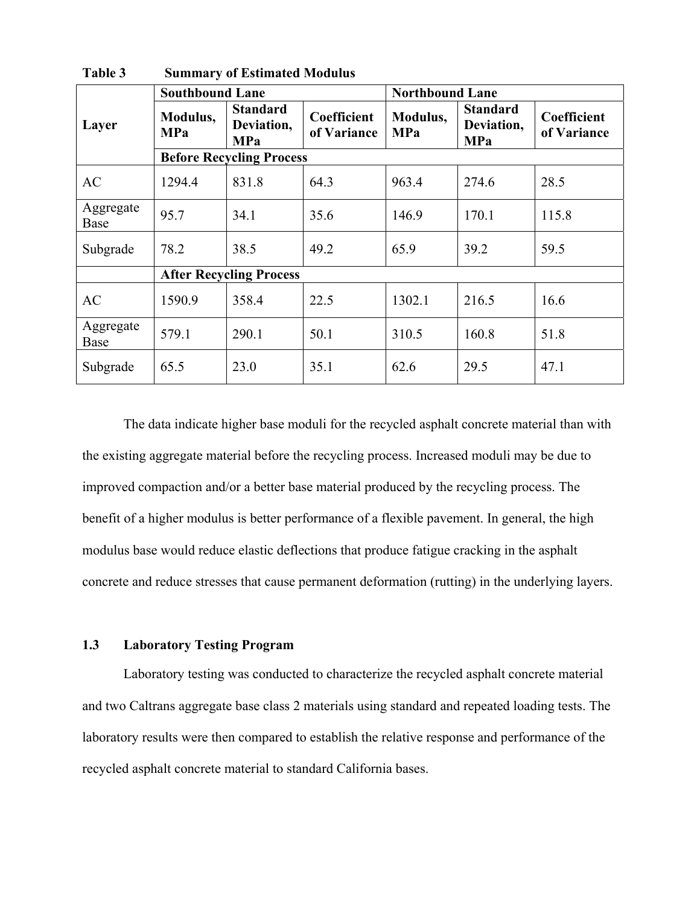**Table 3 Summary of Estimated Modulus**

| Layer | Southbound Lane | | | Northbound Lane | | |
|---|---|---|---|---|---|---|
| | Modulus, MPa | Standard Deviation, MPa | Coefficient of Variance | Modulus, MPa | Standard Deviation, MPa | Coefficient of Variance |
| | **Before Recycling Process** | | | | | |
| AC | 1294.4 | 831.8 | 64.3 | 963.4 | 274.6 | 28.5 |
| Aggregate Base | 95.7 | 34.1 | 35.6 | 146.9 | 170.1 | 115.8 |
| Subgrade | 78.2 | 38.5 | 49.2 | 65.9 | 39.2 | 59.5 |
| | **After Recycling Process** | | | | | |
| AC | 1590.9 | 358.4 | 22.5 | 1302.1 | 216.5 | 16.6 |
| Aggregate Base | 579.1 | 290.1 | 50.1 | 310.5 | 160.8 | 51.8 |
| Subgrade | 65.5 | 23.0 | 35.1 | 62.6 | 29.5 | 47.1 |

The data indicate higher base moduli for the recycled asphalt concrete material than with the existing aggregate material before the recycling process. Increased moduli may be due to improved compaction and/or a better base material produced by the recycling process. The benefit of a higher modulus is better performance of a flexible pavement. In general, the high modulus base would reduce elastic deflections that produce fatigue cracking in the asphalt concrete and reduce stresses that cause permanent deformation (rutting) in the underlying layers.

### 1.3 Laboratory Testing Program

Laboratory testing was conducted to characterize the recycled asphalt concrete material and two Caltrans aggregate base class 2 materials using standard and repeated loading tests. The laboratory results were then compared to establish the relative response and performance of the recycled asphalt concrete material to standard California bases.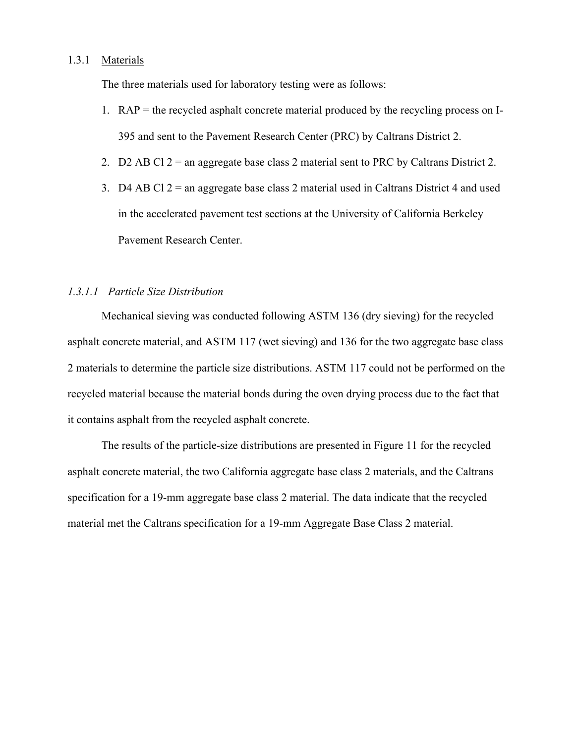### 1.3.1 Materials

The three materials used for laboratory testing were as follows:

1. RAP = the recycled asphalt concrete material produced by the recycling process on I-395 and sent to the Pavement Research Center (PRC) by Caltrans District 2.
2. D2 AB Cl 2 = an aggregate base class 2 material sent to PRC by Caltrans District 2.
3. D4 AB Cl 2 = an aggregate base class 2 material used in Caltrans District 4 and used in the accelerated pavement test sections at the University of California Berkeley Pavement Research Center.

#### *1.3.1.1 Particle Size Distribution*

Mechanical sieving was conducted following ASTM 136 (dry sieving) for the recycled asphalt concrete material, and ASTM 117 (wet sieving) and 136 for the two aggregate base class 2 materials to determine the particle size distributions. ASTM 117 could not be performed on the recycled material because the material bonds during the oven drying process due to the fact that it contains asphalt from the recycled asphalt concrete.

The results of the particle-size distributions are presented in Figure 11 for the recycled asphalt concrete material, the two California aggregate base class 2 materials, and the Caltrans specification for a 19-mm aggregate base class 2 material. The data indicate that the recycled material met the Caltrans specification for a 19-mm Aggregate Base Class 2 material.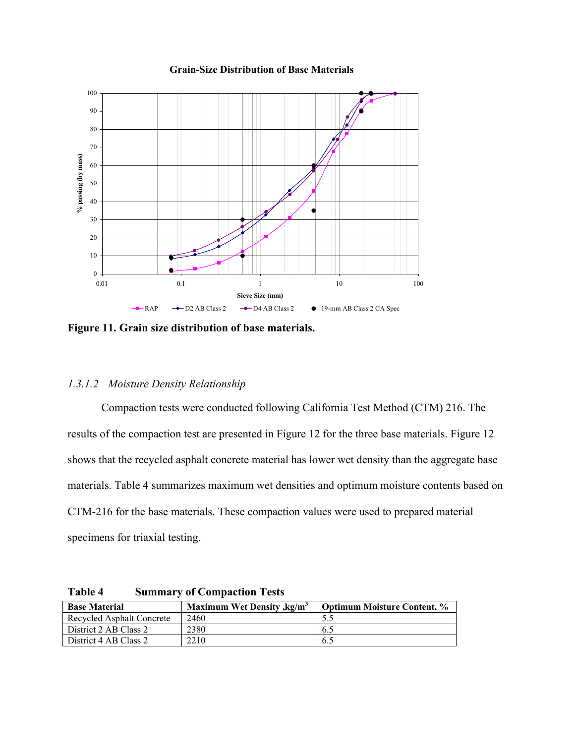**Figure 11. Grain size distribution of base materials.**

### *1.3.1.2 Moisture Density Relationship*

Compaction tests were conducted following California Test Method (CTM) 216. The results of the compaction test are presented in Figure 12 for the three base materials. Figure 12 shows that the recycled asphalt concrete material has lower wet density than the aggregate base materials. Table 4 summarizes maximum wet densities and optimum moisture contents based on CTM-216 for the base materials. These compaction values were used to prepared material specimens for triaxial testing.

**Table 4 Summary of Compaction Tests**

| Base Material | Maximum Wet Density ,kg/m$^3$ | Optimum Moisture Content, % |
|---|---|---|
| Recycled Asphalt Concrete | 2460 | 5.5 |
| District 2 AB Class 2 | 2380 | 6.5 |
| District 4 AB Class 2 | 2210 | 6.5 |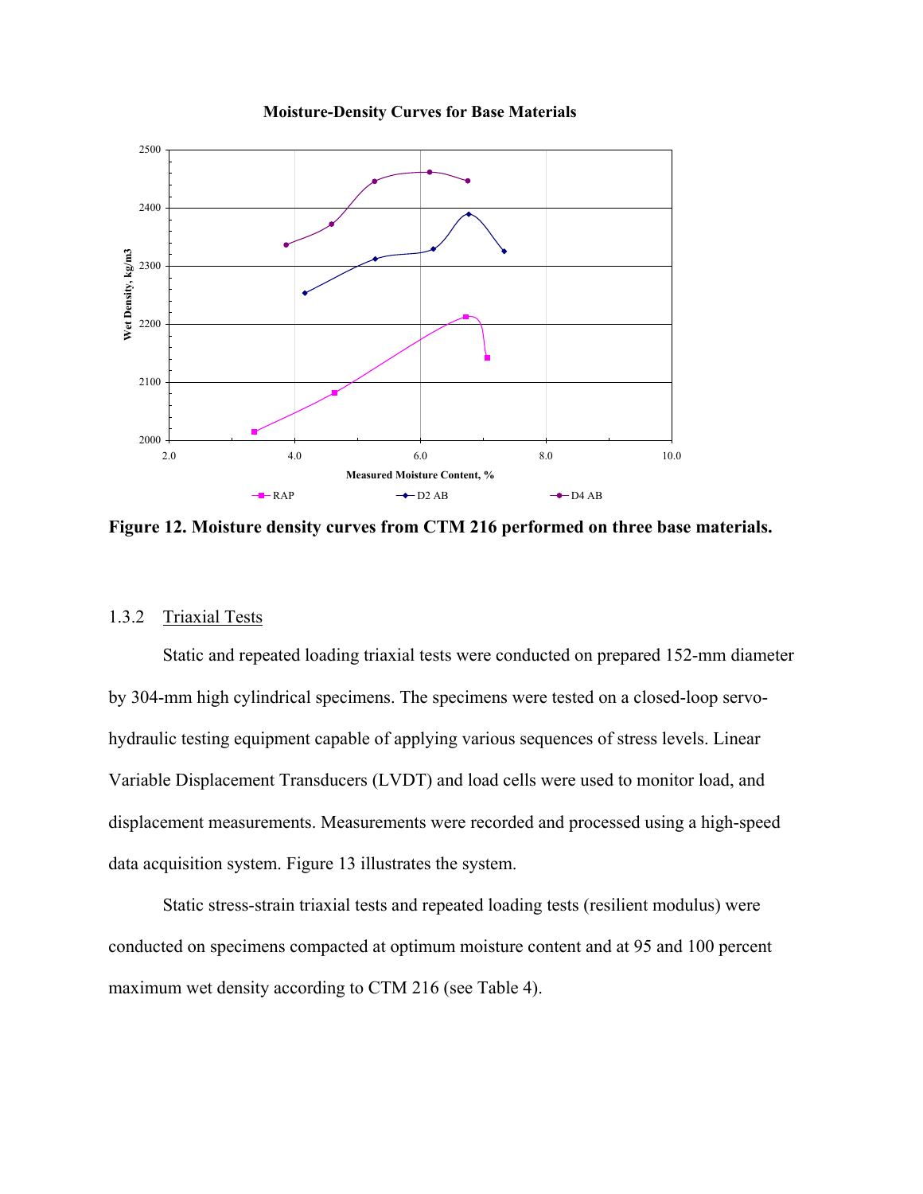**Figure 12. Moisture density curves from CTM 216 performed on three base materials.**

### 1.3.2 Triaxial Tests

Static and repeated loading triaxial tests were conducted on prepared 152-mm diameter by 304-mm high cylindrical specimens. The specimens were tested on a closed-loop servo-hydraulic testing equipment capable of applying various sequences of stress levels. Linear Variable Displacement Transducers (LVDT) and load cells were used to monitor load, and displacement measurements. Measurements were recorded and processed using a high-speed data acquisition system. Figure 13 illustrates the system.

Static stress-strain triaxial tests and repeated loading tests (resilient modulus) were conducted on specimens compacted at optimum moisture content and at 95 and 100 percent maximum wet density according to CTM 216 (see Table 4).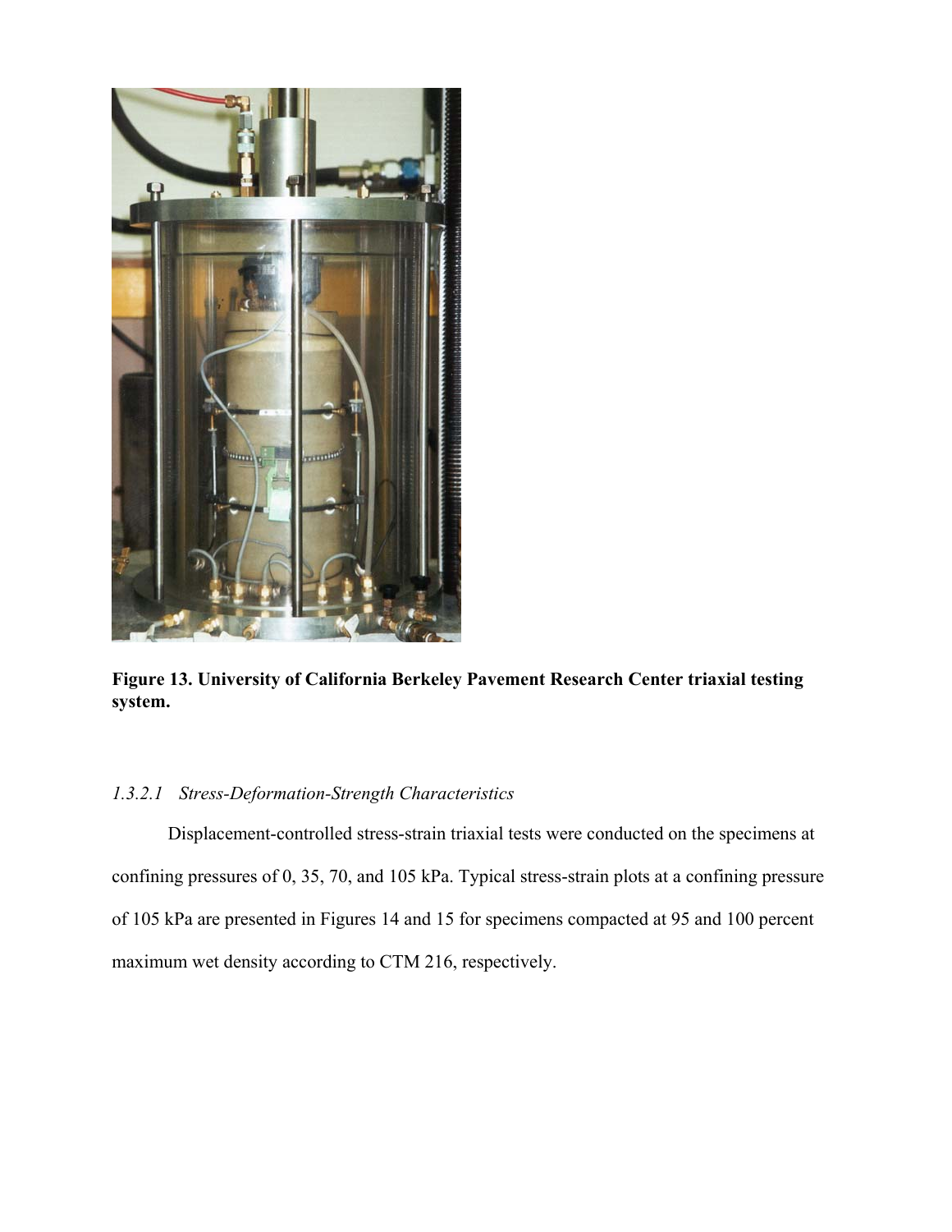**Figure 13. University of California Berkeley Pavement Research Center triaxial testing system.**

### *1.3.2.1 Stress-Deformation-Strength Characteristics*

Displacement-controlled stress-strain triaxial tests were conducted on the specimens at confining pressures of 0, 35, 70, and 105 kPa. Typical stress-strain plots at a confining pressure of 105 kPa are presented in Figures 14 and 15 for specimens compacted at 95 and 100 percent maximum wet density according to CTM 216, respectively.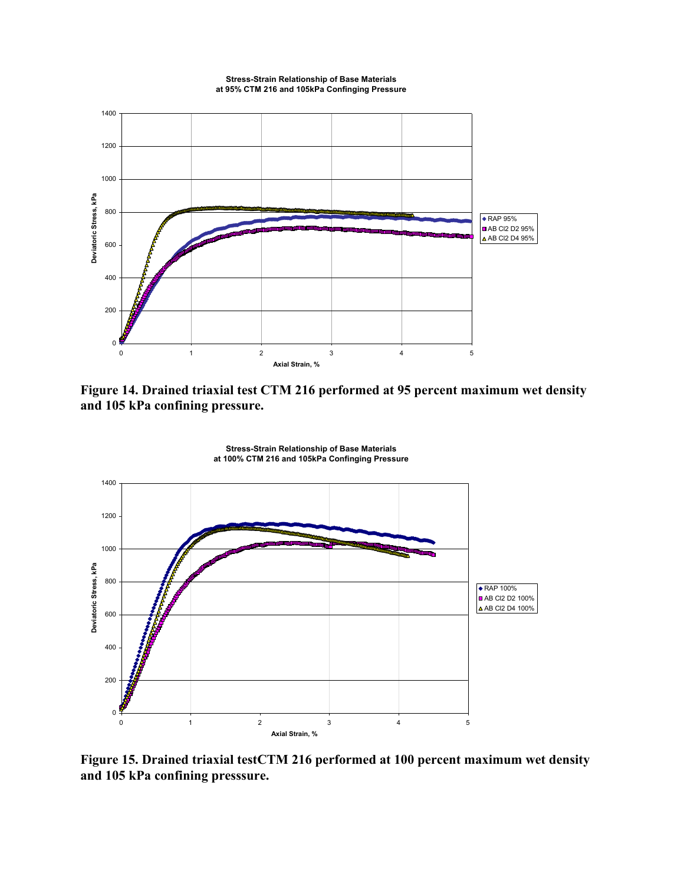**Stress-Strain Relationship of Base Materials at 95% CTM 216 and 105kPa Confinging Pressure**

Figure 14. Drained triaxial test CTM 216 performed at 95 percent maximum wet density and 105 kPa confining pressure.

**Stress-Strain Relationship of Base Materials at 100% CTM 216 and 105kPa Confinging Pressure**

Figure 15. Drained triaxial testCTM 216 performed at 100 percent maximum wet density and 105 kPa confining presssure.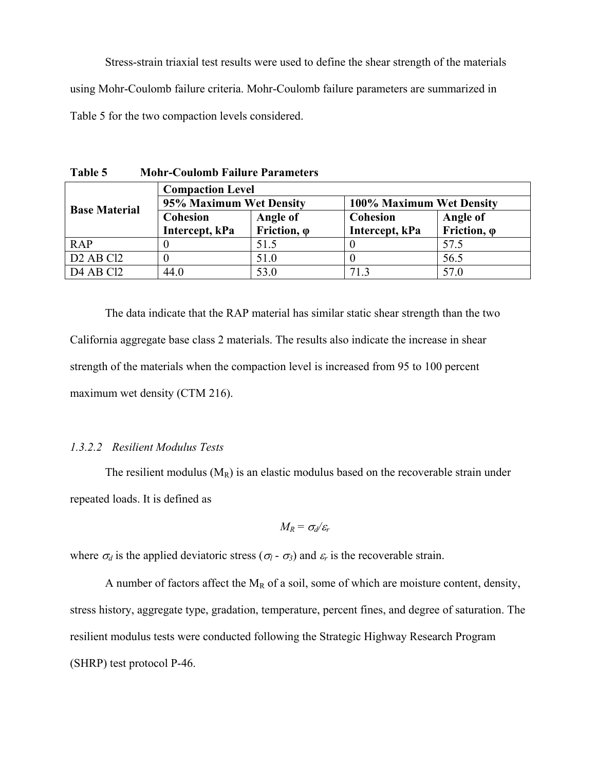Stress-strain triaxial test results were used to define the shear strength of the materials using Mohr-Coulomb failure criteria. Mohr-Coulomb failure parameters are summarized in Table 5 for the two compaction levels considered.

**Table 5 Mohr-Coulomb Failure Parameters**

| Base Material | Compaction Level | | | |
|---|---|---|---|---|
| | 95% Maximum Wet Density | | 100% Maximum Wet Density | |
| | Cohesion Intercept, kPa | Angle of Friction, φ | Cohesion Intercept, kPa | Angle of Friction, φ |
| RAP | 0 | 51.5 | 0 | 57.5 |
| D2 AB Cl2 | 0 | 51.0 | 0 | 56.5 |
| D4 AB Cl2 | 44.0 | 53.0 | 71.3 | 57.0 |

The data indicate that the RAP material has similar static shear strength than the two California aggregate base class 2 materials. The results also indicate the increase in shear strength of the materials when the compaction level is increased from 95 to 100 percent maximum wet density (CTM 216).

#### *1.3.2.2 Resilient Modulus Tests*

The resilient modulus ($M_R$) is an elastic modulus based on the recoverable strain under repeated loads. It is defined as

$$M_R = \sigma_d/\varepsilon_r$$

where $\sigma_d$ is the applied deviatoric stress ($\sigma_1$ - $\sigma_3$) and $\varepsilon_r$ is the recoverable strain.

A number of factors affect the $M_R$ of a soil, some of which are moisture content, density, stress history, aggregate type, gradation, temperature, percent fines, and degree of saturation. The resilient modulus tests were conducted following the Strategic Highway Research Program (SHRP) test protocol P-46.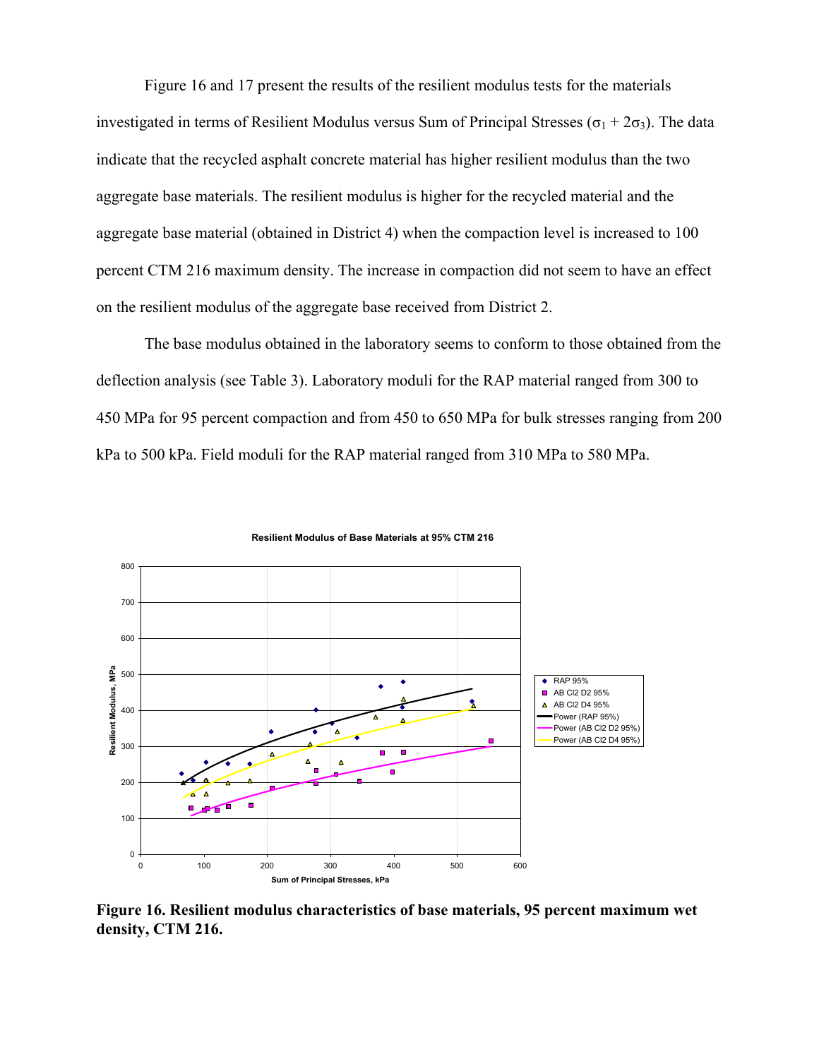Figure 16 and 17 present the results of the resilient modulus tests for the materials investigated in terms of Resilient Modulus versus Sum of Principal Stresses ($\sigma_1 + 2\sigma_3$). The data indicate that the recycled asphalt concrete material has higher resilient modulus than the two aggregate base materials. The resilient modulus is higher for the recycled material and the aggregate base material (obtained in District 4) when the compaction level is increased to 100 percent CTM 216 maximum density. The increase in compaction did not seem to have an effect on the resilient modulus of the aggregate base received from District 2.

The base modulus obtained in the laboratory seems to conform to those obtained from the deflection analysis (see Table 3). Laboratory moduli for the RAP material ranged from 300 to 450 MPa for 95 percent compaction and from 450 to 650 MPa for bulk stresses ranging from 200 kPa to 500 kPa. Field moduli for the RAP material ranged from 310 MPa to 580 MPa.

**Figure 16. Resilient modulus characteristics of base materials, 95 percent maximum wet density, CTM 216.**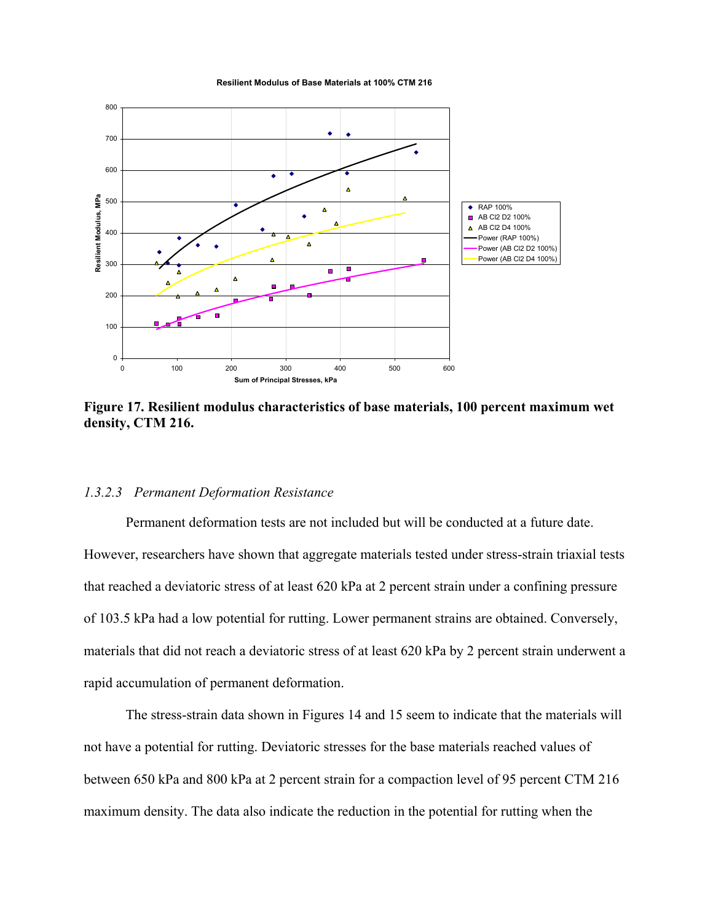**Figure 17. Resilient modulus characteristics of base materials, 100 percent maximum wet density, CTM 216.**

### *1.3.2.3 Permanent Deformation Resistance*

Permanent deformation tests are not included but will be conducted at a future date. However, researchers have shown that aggregate materials tested under stress-strain triaxial tests that reached a deviatoric stress of at least 620 kPa at 2 percent strain under a confining pressure of 103.5 kPa had a low potential for rutting. Lower permanent strains are obtained. Conversely, materials that did not reach a deviatoric stress of at least 620 kPa by 2 percent strain underwent a rapid accumulation of permanent deformation.

The stress-strain data shown in Figures 14 and 15 seem to indicate that the materials will not have a potential for rutting. Deviatoric stresses for the base materials reached values of between 650 kPa and 800 kPa at 2 percent strain for a compaction level of 95 percent CTM 216 maximum density. The data also indicate the reduction in the potential for rutting when the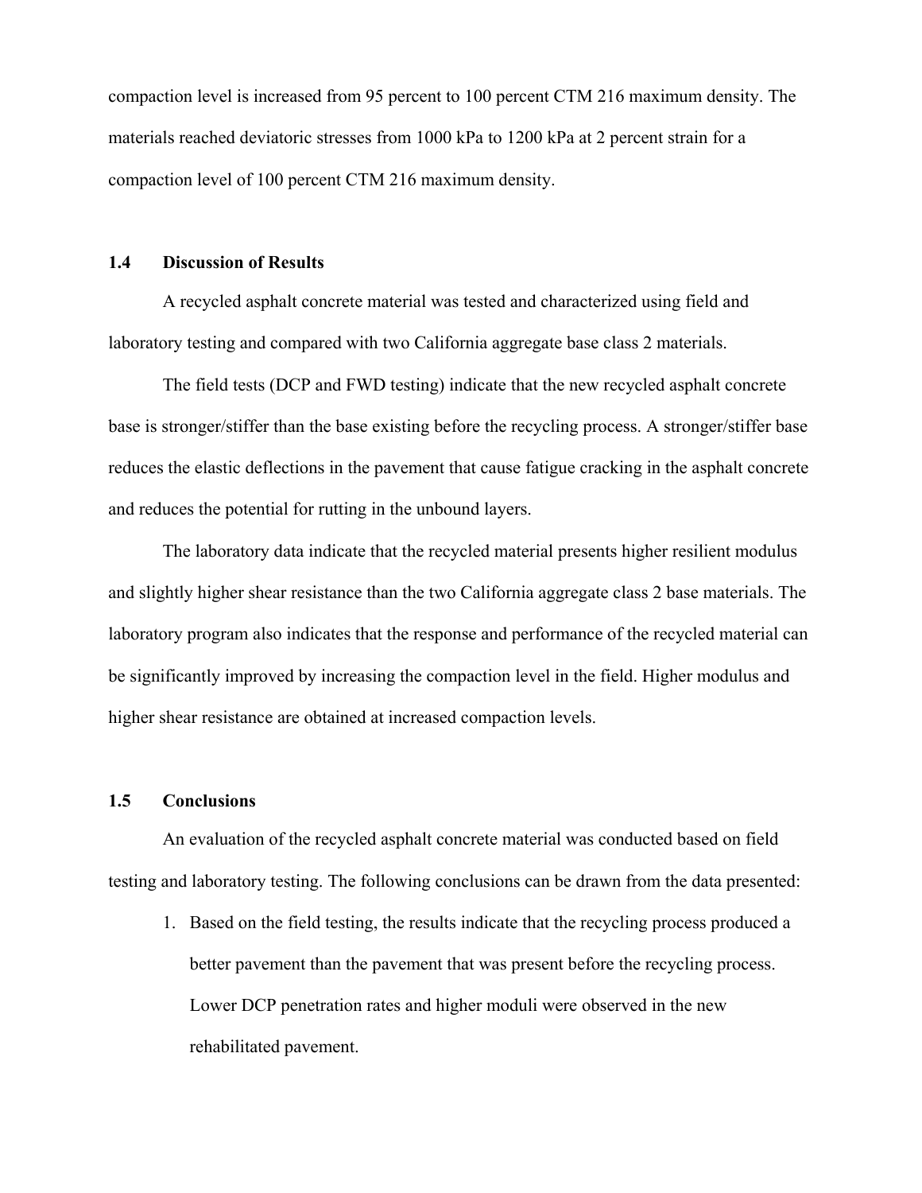compaction level is increased from 95 percent to 100 percent CTM 216 maximum density. The materials reached deviatoric stresses from 1000 kPa to 1200 kPa at 2 percent strain for a compaction level of 100 percent CTM 216 maximum density.

## 1.4 Discussion of Results

A recycled asphalt concrete material was tested and characterized using field and laboratory testing and compared with two California aggregate base class 2 materials.

The field tests (DCP and FWD testing) indicate that the new recycled asphalt concrete base is stronger/stiffer than the base existing before the recycling process. A stronger/stiffer base reduces the elastic deflections in the pavement that cause fatigue cracking in the asphalt concrete and reduces the potential for rutting in the unbound layers.

The laboratory data indicate that the recycled material presents higher resilient modulus and slightly higher shear resistance than the two California aggregate class 2 base materials. The laboratory program also indicates that the response and performance of the recycled material can be significantly improved by increasing the compaction level in the field. Higher modulus and higher shear resistance are obtained at increased compaction levels.

## 1.5 Conclusions

An evaluation of the recycled asphalt concrete material was conducted based on field testing and laboratory testing. The following conclusions can be drawn from the data presented:

1. Based on the field testing, the results indicate that the recycling process produced a better pavement than the pavement that was present before the recycling process. Lower DCP penetration rates and higher moduli were observed in the new rehabilitated pavement.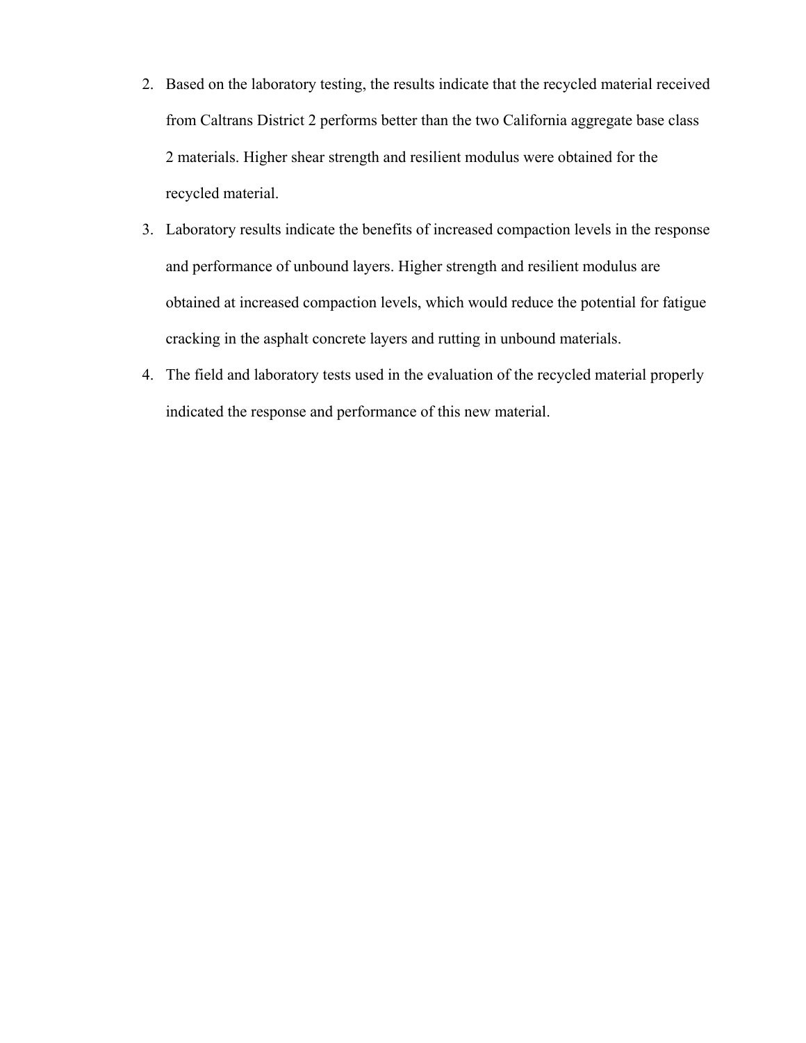2. Based on the laboratory testing, the results indicate that the recycled material received from Caltrans District 2 performs better than the two California aggregate base class 2 materials. Higher shear strength and resilient modulus were obtained for the recycled material.
3. Laboratory results indicate the benefits of increased compaction levels in the response and performance of unbound layers. Higher strength and resilient modulus are obtained at increased compaction levels, which would reduce the potential for fatigue cracking in the asphalt concrete layers and rutting in unbound materials.
4. The field and laboratory tests used in the evaluation of the recycled material properly indicated the response and performance of this new material.